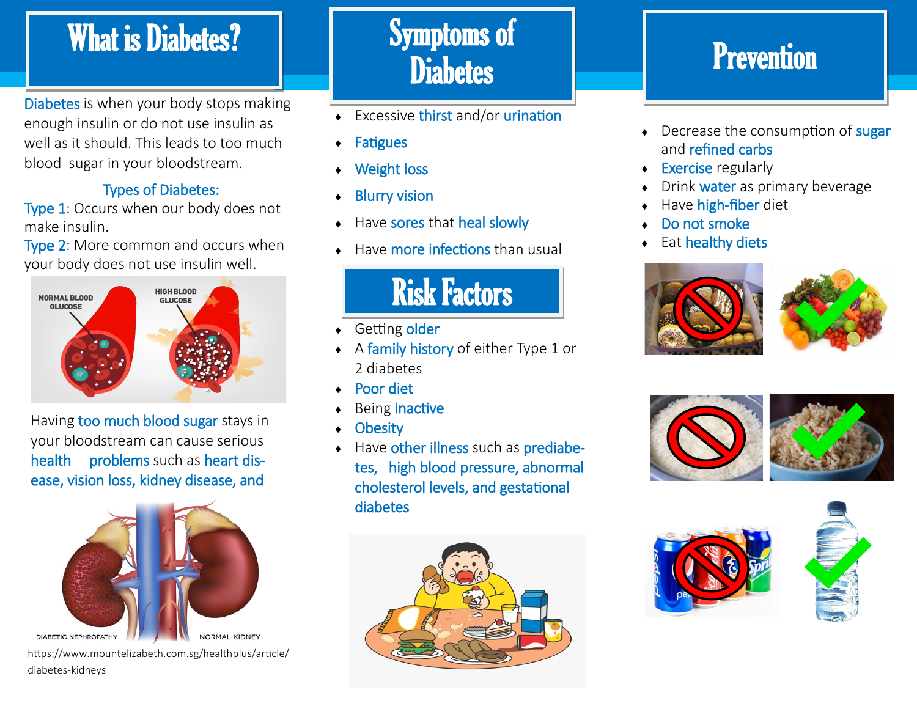# What is Diabetes?

Diabetes is when your body stops making enough insulin or do not use insulin as well as it should. This leads to too much blood sugar in your bloodstream.

### Types of Diabetes:

Type 1: Occurs when our body does not make insulin.

Type 2: More common and occurs when your body does not use insulin well.

NORMAL BLOOD GLUCOSE

HIGH BLOOD GLUCOSE

Having too much blood sugar stays in your bloodstream can cause serious health problems such as heart disease, vision loss, kidney disease, and

DIABETIC NEPHROPATHY

NORMAL KIDNEY

https://www.mountelizabeth.com.sg/healthplus/article/diabetes-kidneys

# Symptoms of Diabetes

- Excessive thirst and/or urination
- Fatigues
- Weight loss
- Blurry vision
- Have sores that heal slowly
- Have more infections than usual

# Risk Factors

- Getting older
- A family history of either Type 1 or 2 diabetes
- Poor diet
- Being inactive
- Obesity
- Have other illness such as prediabetes, high blood pressure, abnormal cholesterol levels, and gestational diabetes

# Prevention

- Decrease the consumption of sugar and refined carbs
- Exercise regularly
- Drink water as primary beverage
- Have high-fiber diet
- Do not smoke
- Eat healthy diets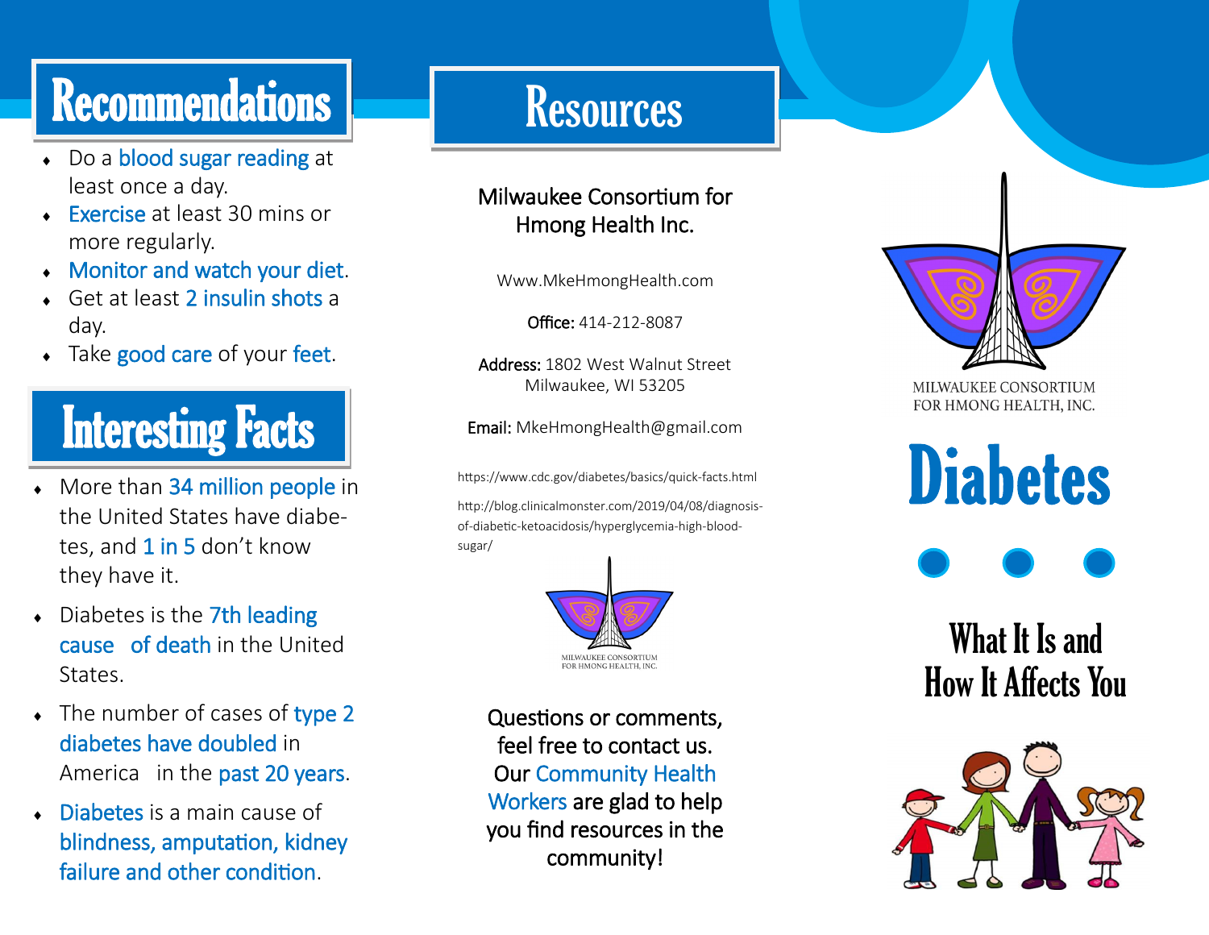## Recommendations

- Do a blood sugar reading at least once a day.
- Exercise at least 30 mins or more regularly.
- Monitor and watch your diet.
- Get at least 2 insulin shots a day.
- Take good care of your feet.

## Interesting Facts

- More than 34 million people in the United States have diabetes, and 1 in 5 don't know they have it.
- Diabetes is the 7th leading cause of death in the United States.
- The number of cases of type 2 diabetes have doubled in America in the past 20 years.
- Diabetes is a main cause of blindness, amputation, kidney failure and other condition.

## Resources

Milwaukee Consortium for Hmong Health Inc.

Www.MkeHmongHealth.com

**Office:** 414-212-8087

**Address:** 1802 West Walnut Street
Milwaukee, WI 53205

**Email:** MkeHmongHealth@gmail.com

https://www.cdc.gov/diabetes/basics/quick-facts.html

http://blog.clinicalmonster.com/2019/04/08/diagnosis-of-diabetic-ketoacidosis/hyperglycemia-high-blood-sugar/

MILWAUKEE CONSORTIUM FOR HMONG HEALTH, INC.

Questions or comments, feel free to contact us. Our Community Health Workers are glad to help you find resources in the community!

MILWAUKEE CONSORTIUM FOR HMONG HEALTH, INC.

# Diabetes

## What It Is and How It Affects You